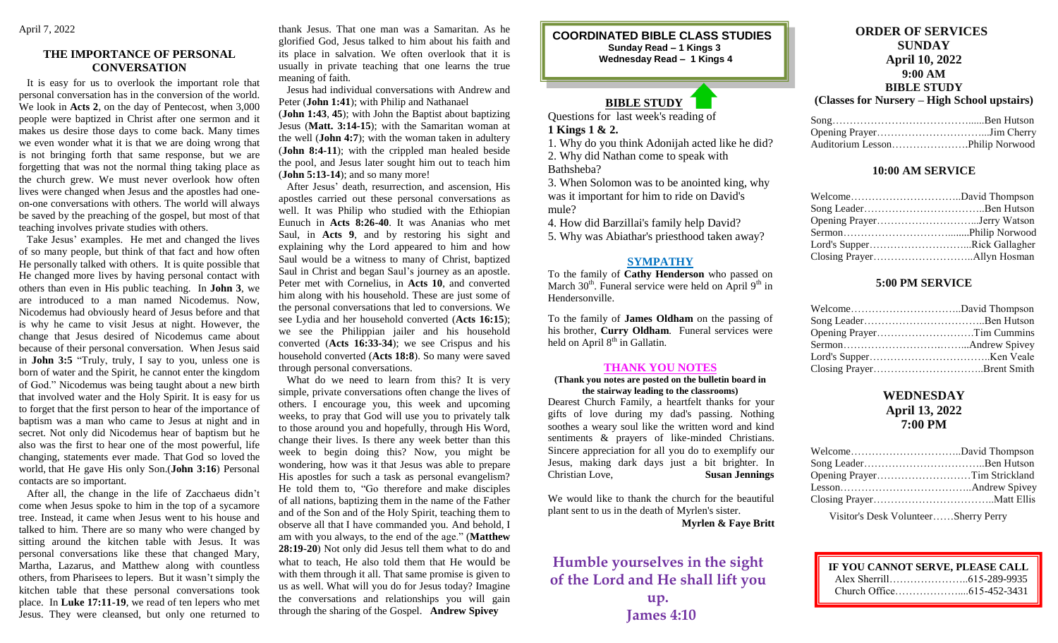April 7, 2022

## THE IMPORTANCE OF PERSONAL CONVERSATION

It is easy for us to overlook the important role that personal conversation has in the conversion of the world. We look in **Acts 2**, on the day of Pentecost, when 3,000 people were baptized in Christ after one sermon and it makes us desire those days to come back. Many times we even wonder what it is that we are doing wrong that is not bringing forth that same response, but we are forgetting that was not the normal thing taking place as the church grew. We must never overlook how often lives were changed when Jesus and the apostles had one-on-one conversations with others. The world will always be saved by the preaching of the gospel, but most of that teaching involves private studies with others.

Take Jesus' examples. He met and changed the lives of so many people, but think of that fact and how often He personally talked with others. It is quite possible that He changed more lives by having personal contact with others than even in His public teaching. In **John 3**, we are introduced to a man named Nicodemus. Now, Nicodemus had obviously heard of Jesus before and that is why he came to visit Jesus at night. However, the change that Jesus desired of Nicodemus came about because of their personal conversation. When Jesus said in **John 3:5** "Truly, truly, I say to you, unless one is born of water and the Spirit, he cannot enter the kingdom of God." Nicodemus was being taught about a new birth that involved water and the Holy Spirit. It is easy for us to forget that the first person to hear of the importance of baptism was a man who came to Jesus at night and in secret. Not only did Nicodemus hear of baptism but he also was the first to hear one of the most powerful, life changing, statements ever made. That God so loved the world, that He gave His only Son.(**John 3:16**) Personal contacts are so important.

After all, the change in the life of Zacchaeus didn't come when Jesus spoke to him in the top of a sycamore tree. Instead, it came when Jesus went to his house and talked to him. There are so many who were changed by sitting around the kitchen table with Jesus. It was personal conversations like these that changed Mary, Martha, Lazarus, and Matthew along with countless others, from Pharisees to lepers. But it wasn't simply the kitchen table that these personal conversations took place. In **Luke 17:11-19**, we read of ten lepers who met Jesus. They were cleansed, but only one returned to thank Jesus. That one man was a Samaritan. As he glorified God, Jesus talked to him about his faith and its place in salvation. We often overlook that it is usually in private teaching that one learns the true meaning of faith.

Jesus had individual conversations with Andrew and Peter (**John 1:41**); with Philip and Nathanael (**John 1:43**, **45**); with John the Baptist about baptizing Jesus (**Matt. 3:14-15**); with the Samaritan woman at the well (**John 4:7**); with the woman taken in adultery (**John 8:4-11**); with the crippled man healed beside the pool, and Jesus later sought him out to teach him (**John 5:13-14**); and so many more!

After Jesus' death, resurrection, and ascension, His apostles carried out these personal conversations as well. It was Philip who studied with the Ethiopian Eunuch in **Acts 8:26-40**. It was Ananias who met Saul, in **Acts 9**, and by restoring his sight and explaining why the Lord appeared to him and how Saul would be a witness to many of Christ, baptized Saul in Christ and began Saul's journey as an apostle. Peter met with Cornelius, in **Acts 10**, and converted him along with his household. These are just some of the personal conversations that led to conversions. We see Lydia and her household converted (**Acts 16:15**); we see the Philippian jailer and his household converted (**Acts 16:33-34**); we see Crispus and his household converted (**Acts 18:8**). So many were saved through personal conversations.

What do we need to learn from this? It is very simple, private conversations often change the lives of others. I encourage you, this week and upcoming weeks, to pray that God will use you to privately talk to those around you and hopefully, through His Word, change their lives. Is there any week better than this week to begin doing this? Now, you might be wondering, how was it that Jesus was able to prepare His apostles for such a task as personal evangelism? He told them to, "Go therefore and make disciples of all nations, baptizing them in the name of the Father and of the Son and of the Holy Spirit, teaching them to observe all that I have commanded you. And behold, I am with you always, to the end of the age." (**Matthew 28:19-20**) Not only did Jesus tell them what to do and what to teach, He also told them that He would be with them through it all. That same promise is given to us as well. What will you do for Jesus today? Imagine the conversations and relationships you will gain through the sharing of the Gospel. **Andrew Spivey**

## COORDINATED BIBLE CLASS STUDIES
**Sunday Read – 1 Kings 3**
**Wednesday Read – 1 Kings 4**

## BIBLE STUDY

Questions for last week's reading of **1 Kings 1 & 2.**

1. Why do you think Adonijah acted like he did?
2. Why did Nathan come to speak with Bathsheba?
3. When Solomon was to be anointed king, why was it important for him to ride on David's mule?
4. How did Barzillai's family help David?
5. Why was Abiathar's priesthood taken away?

## SYMPATHY

To the family of **Cathy Henderson** who passed on March 30th. Funeral service were held on April 9th in Hendersonville.

To the family of **James Oldham** on the passing of his brother, **Curry Oldham**. Funeral services were held on April 8th in Gallatin.

## THANK YOU NOTES

**(Thank you notes are posted on the bulletin board in the stairway leading to the classrooms)**

Dearest Church Family, a heartfelt thanks for your gifts of love during my dad's passing. Nothing soothes a weary soul like the written word and kind sentiments & prayers of like-minded Christians. Sincere appreciation for all you do to exemplify our Jesus, making dark days just a bit brighter. In Christian Love, **Susan Jennings**

We would like to thank the church for the beautiful plant sent to us in the death of Myrlen's sister.
**Myrlen & Faye Britt**

**Humble yourselves in the sight of the Lord and He shall lift you up. James 4:10**

## ORDER OF SERVICES
### SUNDAY
### April 10, 2022
### 9:00 AM
### BIBLE STUDY
**(Classes for Nursery – High School upstairs)**

Song……Ben Hutson
Opening Prayer……Jim Cherry
Auditorium Lesson……Philip Norwood

### 10:00 AM SERVICE

Welcome……David Thompson
Song Leader……Ben Hutson
Opening Prayer……Jerry Watson
Sermon……Philip Norwood
Lord's Supper……Rick Gallagher
Closing Prayer……Allyn Hosman

### 5:00 PM SERVICE

Welcome……David Thompson
Song Leader……Ben Hutson
Opening Prayer……Tim Cummins
Sermon……Andrew Spivey
Lord's Supper……Ken Veale
Closing Prayer……Brent Smith

### WEDNESDAY
### April 13, 2022
### 7:00 PM

Welcome……David Thompson
Song Leader……Ben Hutson
Opening Prayer……Tim Strickland
Lesson……Andrew Spivey
Closing Prayer……Matt Ellis

Visitor's Desk Volunteer……Sherry Perry

**IF YOU CANNOT SERVE, PLEASE CALL**
Alex Sherrill……615-289-9935
Church Office……615-452-3431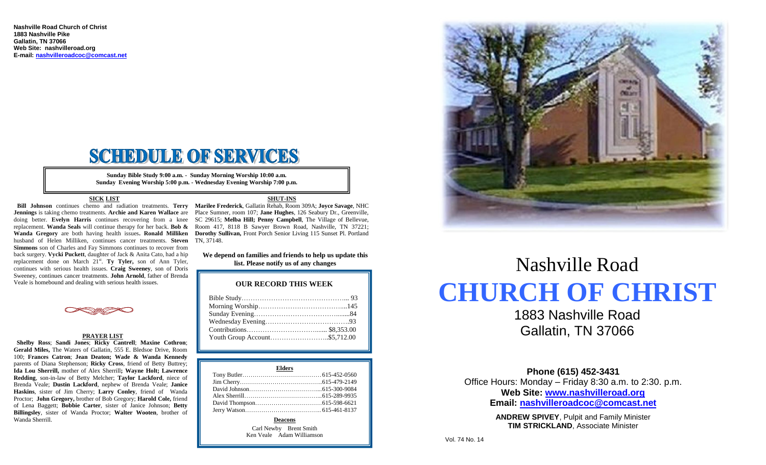Nashville Road Church of Christ
1883 Nashville Pike
Gallatin, TN 37066
Web Site: nashvilleroad.org
E-mail: nashvilleroadcoc@comcast.net

# SCHEDULE OF SERVICES

**Sunday Bible Study 9:00 a.m. - Sunday Morning Worship 10:00 a.m.**
**Sunday Evening Worship 5:00 p.m. - Wednesday Evening Worship 7:00 p.m.**

## SICK LIST

**Bill Johnson** continues chemo and radiation treatments. **Terry Jennings** is taking chemo treatments. **Archie and Karen Wallace** are doing better. **Evelyn Harris** continues recovering from a knee replacement. **Wanda Seals** will continue therapy for her back. **Bob & Wanda Gregory** are both having health issues**. Ronald Milliken** husband of Helen Milliken, continues cancer treatments. **Steven Simmons** son of Charles and Fay Simmons continues to recover from back surgery. **Vycki Puckett**, daughter of Jack & Anita Cato, had a hip replacement done on March 21st. **Ty Tyler,** son of Ann Tyler, continues with serious health issues. **Craig Sweeney**, son of Doris Sweeney, continues cancer treatments. **John Arnold**, father of Brenda Veale is homebound and dealing with serious health issues.

## PRAYER LIST

**Shelby Ross**; **Sandi Jones**; **Ricky Cantrell**; **Maxine Cothron**; **Gerald Miles,** The Waters of Gallatin, 555 E. Bledsoe Drive, Room 100; **Frances Catron**; **Jean Deaton; Wade & Wanda Kennedy** parents of Diana Stephenson; **Ricky Cross**, friend of Betty Buttrey; **Ida Lou Sherrill,** mother of Alex Sherrill**; Wayne Holt; Lawrence Redding**, son-in-law of Betty Melcher; **Taylor Lackford**, niece of Brenda Veale; **Dustin Lackford**, nephew of Brenda Veale; **Janice Haskins**, sister of Jim Cherry; **Larry Conley**, friend of Wanda Proctor; **John Gregory,** brother of Bob Gregory; **Harold Cole,** friend of Lena Baggett; **Bobbie Carter**, sister of Janice Johnson; **Betty Billingsley**, sister of Wanda Proctor; **Walter Wooten**, brother of Wanda Sherrill.

## SHUT-INS

**Marilee Frederick**, Gallatin Rehab, Room 309A; **Joyce Savage**, NHC Place Sumner, room 107; **Jane Hughes**, 126 Seabury Dr., Greenville, SC 29615; **Melba Hill; Penny Campbell**, The Village of Bellevue, Room 417, 8118 B Sawyer Brown Road, Nashville, TN 37221; **Dorothy Sullivan,** Front Porch Senior Living 115 Sunset Pl. Portland TN, 37148.

**We depend on families and friends to help us update this list. Please notify us of any changes**

### OUR RECORD THIS WEEK

| | |
|---|---|
| Bible Study | 93 |
| Morning Worship | 145 |
| Sunday Evening | 84 |
| Wednesday Evening | 93 |
| Contributions | $8,353.00 |
| Youth Group Account | $5,712.00 |

### Elders

| | |
|---|---|
| Tony Butler | 615-452-0560 |
| Jim Cherry | 615-479-2149 |
| David Johnson | 615-300-9084 |
| Alex Sherrill | 615-289-9935 |
| David Thompson | 615-598-6621 |
| Jerry Watson | 615-461-8137 |

### Deacons

Carl Newby Brent Smith
Ken Veale Adam Williamson

# Nashville Road
# CHURCH OF CHRIST

1883 Nashville Road
Gallatin, TN 37066

**Phone (615) 452-3431**
Office Hours: Monday – Friday 8:30 a.m. to 2:30. p.m.
**Web Site: www.nashvilleroad.org**
**Email: nashvilleroadcoc@comcast.net**

**ANDREW SPIVEY**, Pulpit and Family Minister
**TIM STRICKLAND**, Associate Minister

Vol. 74 No. 14